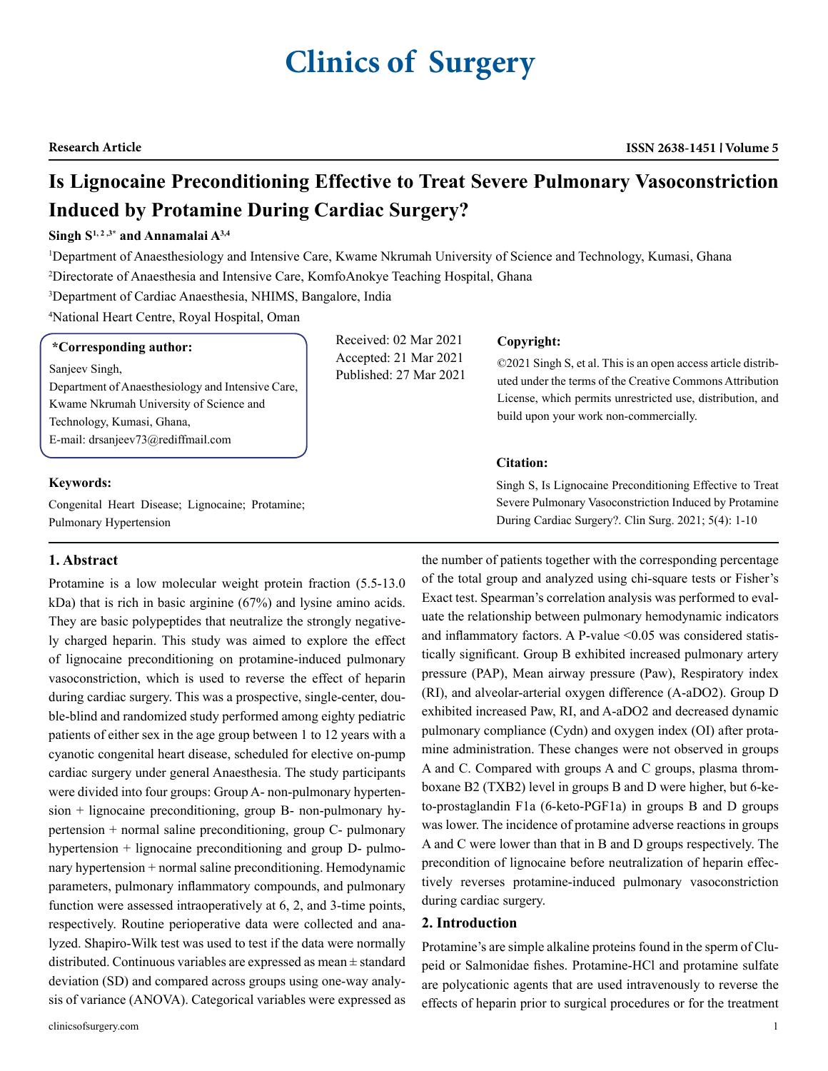# Clinics of Surgery

**Research Article** | **ISSN 2638-1451 | Volume 5**

# Is Lignocaine Preconditioning Effective to Treat Severe Pulmonary Vasoconstriction Induced by Protamine During Cardiac Surgery?

**Singh S[1,2,3]* and Annamalai A[3,4]**

[1]Department of Anaesthesiology and Intensive Care, Kwame Nkrumah University of Science and Technology, Kumasi, Ghana

[2]Directorate of Anaesthesia and Intensive Care, KomfoAnokye Teaching Hospital, Ghana

[3]Department of Cardiac Anaesthesia, NHIMS, Bangalore, India

[4]National Heart Centre, Royal Hospital, Oman

**\*Corresponding author:**

Sanjeev Singh,
Department of Anaesthesiology and Intensive Care, Kwame Nkrumah University of Science and Technology, Kumasi, Ghana,
E-mail: drsanjeev73@rediffmail.com

Received: 02 Mar 2021
Accepted: 21 Mar 2021
Published: 27 Mar 2021

**Copyright:**

©2021 Singh S, et al. This is an open access article distributed under the terms of the Creative Commons Attribution License, which permits unrestricted use, distribution, and build upon your work non-commercially.

**Keywords:**

Congenital Heart Disease; Lignocaine; Protamine; Pulmonary Hypertension

**Citation:**

Singh S, Is Lignocaine Preconditioning Effective to Treat Severe Pulmonary Vasoconstriction Induced by Protamine During Cardiac Surgery?. Clin Surg. 2021; 5(4): 1-10

## 1. Abstract

Protamine is a low molecular weight protein fraction (5.5-13.0 kDa) that is rich in basic arginine (67%) and lysine amino acids. They are basic polypeptides that neutralize the strongly negatively charged heparin. This study was aimed to explore the effect of lignocaine preconditioning on protamine-induced pulmonary vasoconstriction, which is used to reverse the effect of heparin during cardiac surgery. This was a prospective, single-center, double-blind and randomized study performed among eighty pediatric patients of either sex in the age group between 1 to 12 years with a cyanotic congenital heart disease, scheduled for elective on-pump cardiac surgery under general Anaesthesia. The study participants were divided into four groups: Group A- non-pulmonary hypertension + lignocaine preconditioning, group B- non-pulmonary hypertension + normal saline preconditioning, group C- pulmonary hypertension + lignocaine preconditioning and group D- pulmonary hypertension + normal saline preconditioning. Hemodynamic parameters, pulmonary inflammatory compounds, and pulmonary function were assessed intraoperatively at 6, 2, and 3-time points, respectively. Routine perioperative data were collected and analyzed. Shapiro-Wilk test was used to test if the data were normally distributed. Continuous variables are expressed as mean ± standard deviation (SD) and compared across groups using one-way analysis of variance (ANOVA). Categorical variables were expressed as the number of patients together with the corresponding percentage of the total group and analyzed using chi-square tests or Fisher's Exact test. Spearman's correlation analysis was performed to evaluate the relationship between pulmonary hemodynamic indicators and inflammatory factors. A P-value <0.05 was considered statistically significant. Group B exhibited increased pulmonary artery pressure (PAP), Mean airway pressure (Paw), Respiratory index (RI), and alveolar-arterial oxygen difference (A-aDO2). Group D exhibited increased Paw, RI, and A-aDO2 and decreased dynamic pulmonary compliance (Cydn) and oxygen index (OI) after protamine administration. These changes were not observed in groups A and C. Compared with groups A and C groups, plasma thromboxane B2 (TXB2) level in groups B and D were higher, but 6-keto-prostaglandin F1a (6-keto-PGF1a) in groups B and D groups was lower. The incidence of protamine adverse reactions in groups A and C were lower than that in B and D groups respectively. The precondition of lignocaine before neutralization of heparin effectively reverses protamine-induced pulmonary vasoconstriction during cardiac surgery.

## 2. Introduction

Protamine's are simple alkaline proteins found in the sperm of Clupeid or Salmonidae fishes. Protamine-HCl and protamine sulfate are polycationic agents that are used intravenously to reverse the effects of heparin prior to surgical procedures or for the treatment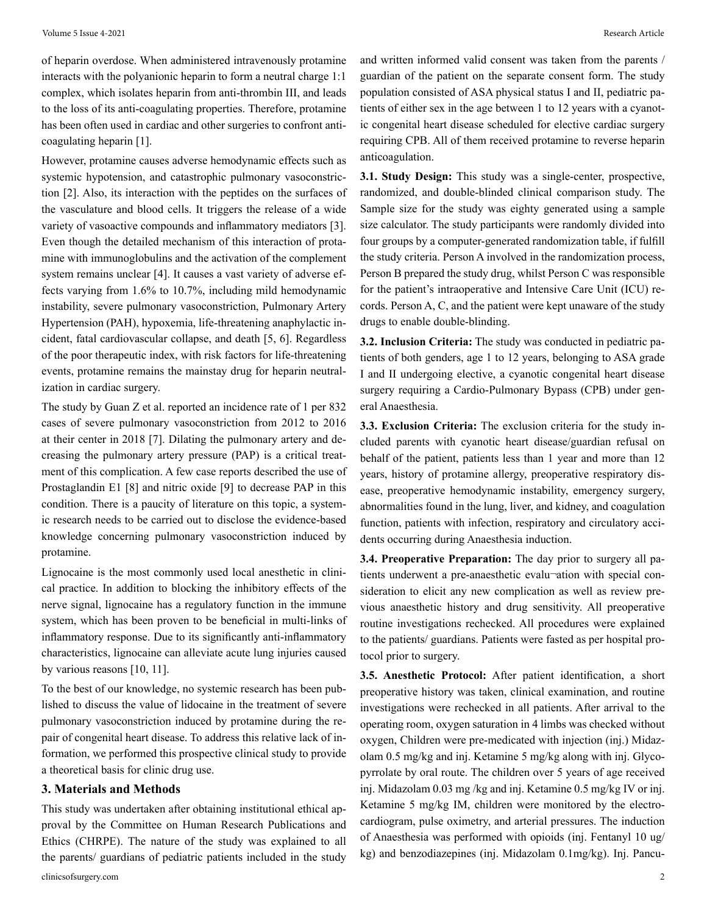of heparin overdose. When administered intravenously protamine interacts with the polyanionic heparin to form a neutral charge 1:1 complex, which isolates heparin from anti-thrombin III, and leads to the loss of its anti-coagulating properties. Therefore, protamine has been often used in cardiac and other surgeries to confront anti-coagulating heparin [1].

However, protamine causes adverse hemodynamic effects such as systemic hypotension, and catastrophic pulmonary vasoconstriction [2]. Also, its interaction with the peptides on the surfaces of the vasculature and blood cells. It triggers the release of a wide variety of vasoactive compounds and inflammatory mediators [3]. Even though the detailed mechanism of this interaction of protamine with immunoglobulins and the activation of the complement system remains unclear [4]. It causes a vast variety of adverse effects varying from 1.6% to 10.7%, including mild hemodynamic instability, severe pulmonary vasoconstriction, Pulmonary Artery Hypertension (PAH), hypoxemia, life-threatening anaphylactic incident, fatal cardiovascular collapse, and death [5, 6]. Regardless of the poor therapeutic index, with risk factors for life-threatening events, protamine remains the mainstay drug for heparin neutralization in cardiac surgery.

The study by Guan Z et al. reported an incidence rate of 1 per 832 cases of severe pulmonary vasoconstriction from 2012 to 2016 at their center in 2018 [7]. Dilating the pulmonary artery and decreasing the pulmonary artery pressure (PAP) is a critical treatment of this complication. A few case reports described the use of Prostaglandin E1 [8] and nitric oxide [9] to decrease PAP in this condition. There is a paucity of literature on this topic, a systemic research needs to be carried out to disclose the evidence-based knowledge concerning pulmonary vasoconstriction induced by protamine.

Lignocaine is the most commonly used local anesthetic in clinical practice. In addition to blocking the inhibitory effects of the nerve signal, lignocaine has a regulatory function in the immune system, which has been proven to be beneficial in multi-links of inflammatory response. Due to its significantly anti-inflammatory characteristics, lignocaine can alleviate acute lung injuries caused by various reasons [10, 11].

To the best of our knowledge, no systemic research has been published to discuss the value of lidocaine in the treatment of severe pulmonary vasoconstriction induced by protamine during the repair of congenital heart disease. To address this relative lack of information, we performed this prospective clinical study to provide a theoretical basis for clinic drug use.

## 3. Materials and Methods

This study was undertaken after obtaining institutional ethical approval by the Committee on Human Research Publications and Ethics (CHRPE). The nature of the study was explained to all the parents/ guardians of pediatric patients included in the study and written informed valid consent was taken from the parents / guardian of the patient on the separate consent form. The study population consisted of ASA physical status I and II, pediatric patients of either sex in the age between 1 to 12 years with a cyanotic congenital heart disease scheduled for elective cardiac surgery requiring CPB. All of them received protamine to reverse heparin anticoagulation.

**3.1. Study Design:** This study was a single-center, prospective, randomized, and double-blinded clinical comparison study. The Sample size for the study was eighty generated using a sample size calculator. The study participants were randomly divided into four groups by a computer-generated randomization table, if fulfill the study criteria. Person A involved in the randomization process, Person B prepared the study drug, whilst Person C was responsible for the patient's intraoperative and Intensive Care Unit (ICU) records. Person A, C, and the patient were kept unaware of the study drugs to enable double-blinding.

**3.2. Inclusion Criteria:** The study was conducted in pediatric patients of both genders, age 1 to 12 years, belonging to ASA grade I and II undergoing elective, a cyanotic congenital heart disease surgery requiring a Cardio-Pulmonary Bypass (CPB) under general Anaesthesia.

**3.3. Exclusion Criteria:** The exclusion criteria for the study included parents with cyanotic heart disease/guardian refusal on behalf of the patient, patients less than 1 year and more than 12 years, history of protamine allergy, preoperative respiratory disease, preoperative hemodynamic instability, emergency surgery, abnormalities found in the lung, liver, and kidney, and coagulation function, patients with infection, respiratory and circulatory accidents occurring during Anaesthesia induction.

**3.4. Preoperative Preparation:** The day prior to surgery all patients underwent a pre-anaesthetic evalu¬ation with special consideration to elicit any new complication as well as review previous anaesthetic history and drug sensitivity. All preoperative routine investigations rechecked. All procedures were explained to the patients/ guardians. Patients were fasted as per hospital protocol prior to surgery.

**3.5. Anesthetic Protocol:** After patient identification, a short preoperative history was taken, clinical examination, and routine investigations were rechecked in all patients. After arrival to the operating room, oxygen saturation in 4 limbs was checked without oxygen, Children were pre-medicated with injection (inj.) Midazolam 0.5 mg/kg and inj. Ketamine 5 mg/kg along with inj. Glycopyrrolate by oral route. The children over 5 years of age received inj. Midazolam 0.03 mg /kg and inj. Ketamine 0.5 mg/kg IV or inj. Ketamine 5 mg/kg IM, children were monitored by the electrocardiogram, pulse oximetry, and arterial pressures. The induction of Anaesthesia was performed with opioids (inj. Fentanyl 10 ug/kg) and benzodiazepines (inj. Midazolam 0.1mg/kg). Inj. Pancu-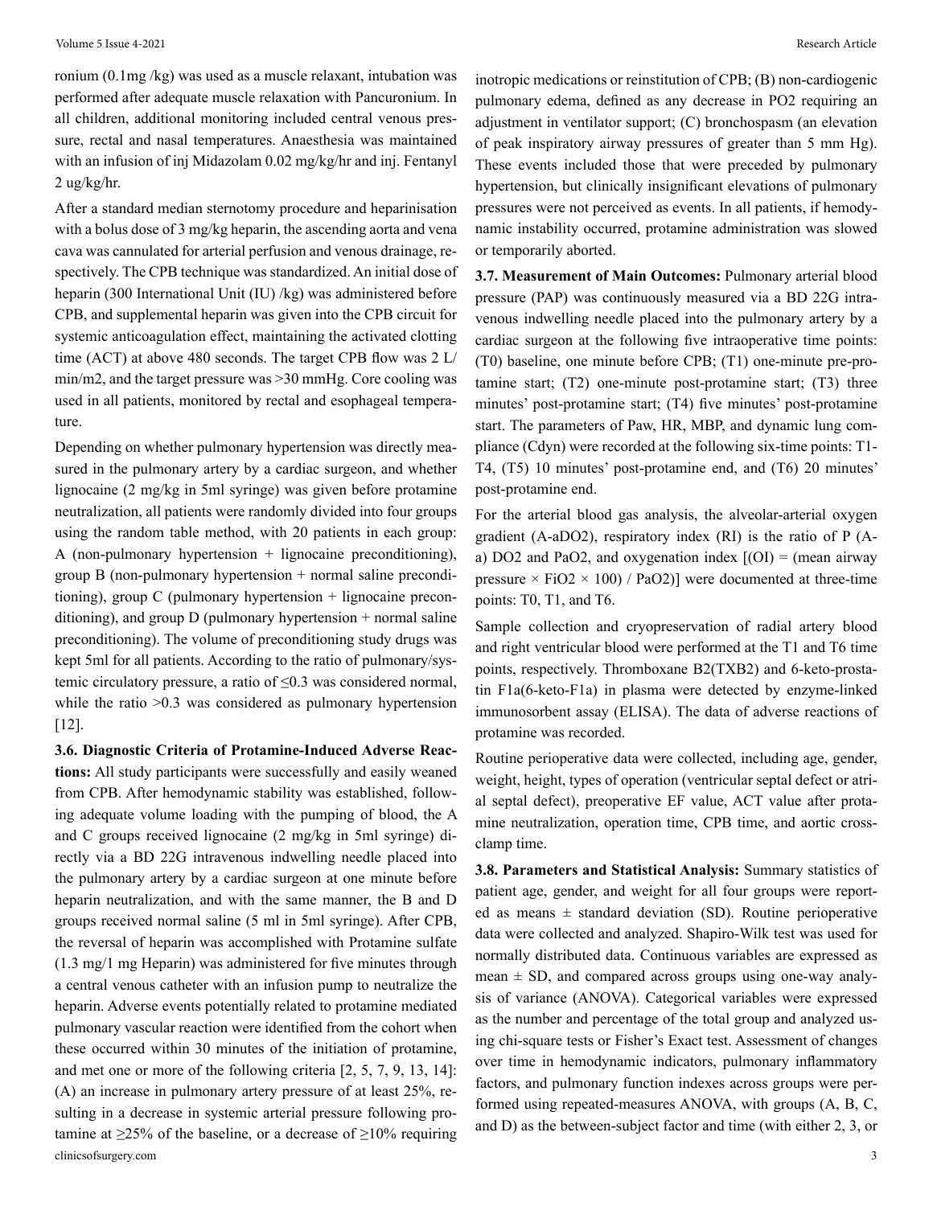ronium (0.1mg /kg) was used as a muscle relaxant, intubation was performed after adequate muscle relaxation with Pancuronium. In all children, additional monitoring included central venous pressure, rectal and nasal temperatures. Anaesthesia was maintained with an infusion of inj Midazolam 0.02 mg/kg/hr and inj. Fentanyl 2 ug/kg/hr.

After a standard median sternotomy procedure and heparinisation with a bolus dose of 3 mg/kg heparin, the ascending aorta and vena cava was cannulated for arterial perfusion and venous drainage, respectively. The CPB technique was standardized. An initial dose of heparin (300 International Unit (IU) /kg) was administered before CPB, and supplemental heparin was given into the CPB circuit for systemic anticoagulation effect, maintaining the activated clotting time (ACT) at above 480 seconds. The target CPB flow was 2 L/min/m2, and the target pressure was >30 mmHg. Core cooling was used in all patients, monitored by rectal and esophageal temperature.

Depending on whether pulmonary hypertension was directly measured in the pulmonary artery by a cardiac surgeon, and whether lignocaine (2 mg/kg in 5ml syringe) was given before protamine neutralization, all patients were randomly divided into four groups using the random table method, with 20 patients in each group: A (non-pulmonary hypertension + lignocaine preconditioning), group B (non-pulmonary hypertension + normal saline preconditioning), group C (pulmonary hypertension + lignocaine preconditioning), and group D (pulmonary hypertension + normal saline preconditioning). The volume of preconditioning study drugs was kept 5ml for all patients. According to the ratio of pulmonary/systemic circulatory pressure, a ratio of ≤0.3 was considered normal, while the ratio >0.3 was considered as pulmonary hypertension [12].

**3.6. Diagnostic Criteria of Protamine-Induced Adverse Reactions:** All study participants were successfully and easily weaned from CPB. After hemodynamic stability was established, following adequate volume loading with the pumping of blood, the A and C groups received lignocaine (2 mg/kg in 5ml syringe) directly via a BD 22G intravenous indwelling needle placed into the pulmonary artery by a cardiac surgeon at one minute before heparin neutralization, and with the same manner, the B and D groups received normal saline (5 ml in 5ml syringe). After CPB, the reversal of heparin was accomplished with Protamine sulfate (1.3 mg/1 mg Heparin) was administered for five minutes through a central venous catheter with an infusion pump to neutralize the heparin. Adverse events potentially related to protamine mediated pulmonary vascular reaction were identified from the cohort when these occurred within 30 minutes of the initiation of protamine, and met one or more of the following criteria [2, 5, 7, 9, 13, 14]: (A) an increase in pulmonary artery pressure of at least 25%, resulting in a decrease in systemic arterial pressure following protamine at ≥25% of the baseline, or a decrease of ≥10% requiring inotropic medications or reinstitution of CPB; (B) non-cardiogenic pulmonary edema, defined as any decrease in PO2 requiring an adjustment in ventilator support; (C) bronchospasm (an elevation of peak inspiratory airway pressures of greater than 5 mm Hg). These events included those that were preceded by pulmonary hypertension, but clinically insignificant elevations of pulmonary pressures were not perceived as events. In all patients, if hemodynamic instability occurred, protamine administration was slowed or temporarily aborted.

**3.7. Measurement of Main Outcomes:** Pulmonary arterial blood pressure (PAP) was continuously measured via a BD 22G intravenous indwelling needle placed into the pulmonary artery by a cardiac surgeon at the following five intraoperative time points: (T0) baseline, one minute before CPB; (T1) one-minute pre-protamine start; (T2) one-minute post-protamine start; (T3) three minutes' post-protamine start; (T4) five minutes' post-protamine start. The parameters of Paw, HR, MBP, and dynamic lung compliance (Cdyn) were recorded at the following six-time points: T1-T4, (T5) 10 minutes' post-protamine end, and (T6) 20 minutes' post-protamine end.

For the arterial blood gas analysis, the alveolar-arterial oxygen gradient (A-aDO2), respiratory index (RI) is the ratio of P (A-a) DO2 and PaO2, and oxygenation index [(OI) = (mean airway pressure × FiO2 × 100) / PaO2)] were documented at three-time points: T0, T1, and T6.

Sample collection and cryopreservation of radial artery blood and right ventricular blood were performed at the T1 and T6 time points, respectively. Thromboxane B2(TXB2) and 6-keto-prostatin F1a(6-keto-F1a) in plasma were detected by enzyme-linked immunosorbent assay (ELISA). The data of adverse reactions of protamine was recorded.

Routine perioperative data were collected, including age, gender, weight, height, types of operation (ventricular septal defect or atrial septal defect), preoperative EF value, ACT value after protamine neutralization, operation time, CPB time, and aortic cross-clamp time.

**3.8. Parameters and Statistical Analysis:** Summary statistics of patient age, gender, and weight for all four groups were reported as means ± standard deviation (SD). Routine perioperative data were collected and analyzed. Shapiro-Wilk test was used for normally distributed data. Continuous variables are expressed as mean ± SD, and compared across groups using one-way analysis of variance (ANOVA). Categorical variables were expressed as the number and percentage of the total group and analyzed using chi-square tests or Fisher's Exact test. Assessment of changes over time in hemodynamic indicators, pulmonary inflammatory factors, and pulmonary function indexes across groups were performed using repeated-measures ANOVA, with groups (A, B, C, and D) as the between-subject factor and time (with either 2, 3, or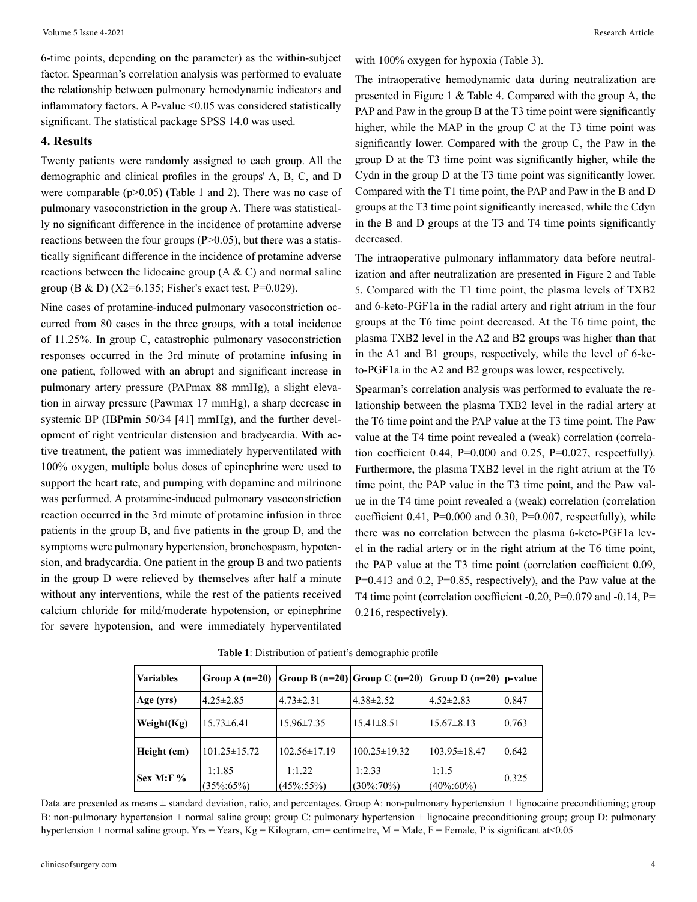6-time points, depending on the parameter) as the within-subject factor. Spearman's correlation analysis was performed to evaluate the relationship between pulmonary hemodynamic indicators and inflammatory factors. A P-value <0.05 was considered statistically significant. The statistical package SPSS 14.0 was used.

## 4. Results

Twenty patients were randomly assigned to each group. All the demographic and clinical profiles in the groups' A, B, C, and D were comparable (p>0.05) (Table 1 and 2). There was no case of pulmonary vasoconstriction in the group A. There was statistically no significant difference in the incidence of protamine adverse reactions between the four groups (P>0.05), but there was a statistically significant difference in the incidence of protamine adverse reactions between the lidocaine group (A & C) and normal saline group (B & D) (X2=6.135; Fisher's exact test, P=0.029).

Nine cases of protamine-induced pulmonary vasoconstriction occurred from 80 cases in the three groups, with a total incidence of 11.25%. In group C, catastrophic pulmonary vasoconstriction responses occurred in the 3rd minute of protamine infusing in one patient, followed with an abrupt and significant increase in pulmonary artery pressure (PAPmax 88 mmHg), a slight elevation in airway pressure (Pawmax 17 mmHg), a sharp decrease in systemic BP (IBPmin 50/34 [41] mmHg), and the further development of right ventricular distension and bradycardia. With active treatment, the patient was immediately hyperventilated with 100% oxygen, multiple bolus doses of epinephrine were used to support the heart rate, and pumping with dopamine and milrinone was performed. A protamine-induced pulmonary vasoconstriction reaction occurred in the 3rd minute of protamine infusion in three patients in the group B, and five patients in the group D, and the symptoms were pulmonary hypertension, bronchospasm, hypotension, and bradycardia. One patient in the group B and two patients in the group D were relieved by themselves after half a minute without any interventions, while the rest of the patients received calcium chloride for mild/moderate hypotension, or epinephrine for severe hypotension, and were immediately hyperventilated with 100% oxygen for hypoxia (Table 3).

The intraoperative hemodynamic data during neutralization are presented in Figure 1 & Table 4. Compared with the group A, the PAP and Paw in the group B at the T3 time point were significantly higher, while the MAP in the group C at the T3 time point was significantly lower. Compared with the group C, the Paw in the group D at the T3 time point was significantly higher, while the Cydn in the group D at the T3 time point was significantly lower. Compared with the T1 time point, the PAP and Paw in the B and D groups at the T3 time point significantly increased, while the Cdyn in the B and D groups at the T3 and T4 time points significantly decreased.

The intraoperative pulmonary inflammatory data before neutralization and after neutralization are presented in Figure 2 and Table 5. Compared with the T1 time point, the plasma levels of TXB2 and 6-keto-PGF1a in the radial artery and right atrium in the four groups at the T6 time point decreased. At the T6 time point, the plasma TXB2 level in the A2 and B2 groups was higher than that in the A1 and B1 groups, respectively, while the level of 6-keto-PGF1a in the A2 and B2 groups was lower, respectively.

Spearman's correlation analysis was performed to evaluate the relationship between the plasma TXB2 level in the radial artery at the T6 time point and the PAP value at the T3 time point. The Paw value at the T4 time point revealed a (weak) correlation (correlation coefficient 0.44, P=0.000 and 0.25, P=0.027, respectfully). Furthermore, the plasma TXB2 level in the right atrium at the T6 time point, the PAP value in the T3 time point, and the Paw value in the T4 time point revealed a (weak) correlation (correlation coefficient 0.41, P=0.000 and 0.30, P=0.007, respectfully), while there was no correlation between the plasma 6-keto-PGF1a level in the radial artery or in the right atrium at the T6 time point, the PAP value at the T3 time point (correlation coefficient 0.09, P=0.413 and 0.2, P=0.85, respectively), and the Paw value at the T4 time point (correlation coefficient -0.20, P=0.079 and -0.14, P= 0.216, respectively).

**Table 1**: Distribution of patient's demographic profile

| Variables | Group A (n=20) | Group B (n=20) | Group C (n=20) | Group D (n=20) | p-value |
|---|---|---|---|---|---|
| Age (yrs) | 4.25±2.85 | 4.73±2.31 | 4.38±2.52 | 4.52±2.83 | 0.847 |
| Weight(Kg) | 15.73±6.41 | 15.96±7.35 | 15.41±8.51 | 15.67±8.13 | 0.763 |
| Height (cm) | 101.25±15.72 | 102.56±17.19 | 100.25±19.32 | 103.95±18.47 | 0.642 |
| Sex M:F % | 1:1.85 (35%:65%) | 1:1.22 (45%:55%) | 1:2.33 (30%:70%) | 1:1.5 (40%:60%) | 0.325 |

Data are presented as means ± standard deviation, ratio, and percentages. Group A: non-pulmonary hypertension + lignocaine preconditioning; group B: non-pulmonary hypertension + normal saline group; group C: pulmonary hypertension + lignocaine preconditioning group; group D: pulmonary hypertension + normal saline group. Yrs = Years, Kg = Kilogram, cm= centimetre, M = Male, F = Female, P is significant at<0.05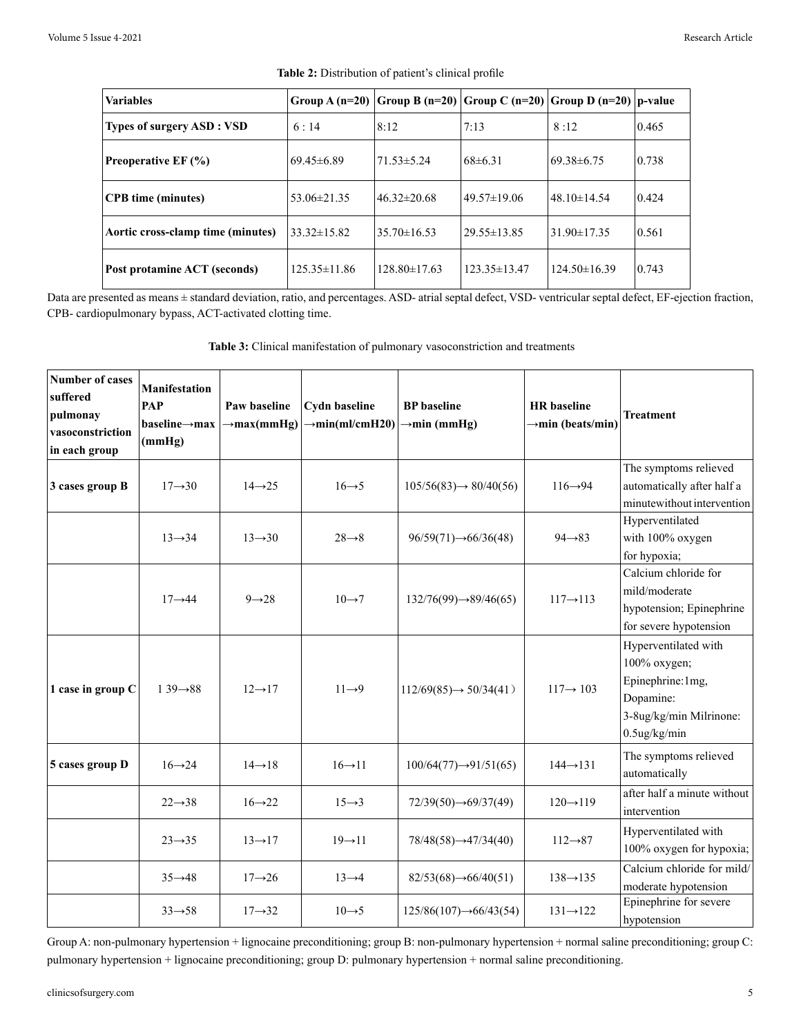**Table 2:** Distribution of patient's clinical profile

| Variables | Group A (n=20) | Group B (n=20) | Group C (n=20) | Group D (n=20) | p-value |
|---|---|---|---|---|---|
| Types of surgery ASD : VSD | 6 : 14 | 8:12 | 7:13 | 8 :12 | 0.465 |
| Preoperative EF (%) | 69.45±6.89 | 71.53±5.24 | 68±6.31 | 69.38±6.75 | 0.738 |
| CPB time (minutes) | 53.06±21.35 | 46.32±20.68 | 49.57±19.06 | 48.10±14.54 | 0.424 |
| Aortic cross-clamp time (minutes) | 33.32±15.82 | 35.70±16.53 | 29.55±13.85 | 31.90±17.35 | 0.561 |
| Post protamine ACT (seconds) | 125.35±11.86 | 128.80±17.63 | 123.35±13.47 | 124.50±16.39 | 0.743 |

Data are presented as means ± standard deviation, ratio, and percentages. ASD- atrial septal defect, VSD- ventricular septal defect, EF-ejection fraction, CPB- cardiopulmonary bypass, ACT-activated clotting time.

**Table 3:** Clinical manifestation of pulmonary vasoconstriction and treatments

| Number of cases suffered pulmonay vasoconstriction in each group | Manifestation PAP baseline→max (mmHg) | Paw baseline →max(mmHg) | Cydn baseline →min(ml/cmH20) | BP baseline →min (mmHg) | HR baseline →min (beats/min) | Treatment |
|---|---|---|---|---|---|---|
| 3 cases group B | 17→30 | 14→25 | 16→5 | 105/56(83)→ 80/40(56) | 116→94 | The symptoms relieved automatically after half a minutewithout intervention |
| | 13→34 | 13→30 | 28→8 | 96/59(71)→66/36(48) | 94→83 | Hyperventilated with 100% oxygen for hypoxia; |
| | 17→44 | 9→28 | 10→7 | 132/76(99)→89/46(65) | 117→113 | Calcium chloride for mild/moderate hypotension; Epinephrine for severe hypotension |
| 1 case in group C | 1 39→88 | 12→17 | 11→9 | 112/69(85)→ 50/34(41） | 117→ 103 | Hyperventilated with 100% oxygen; Epinephrine:1mg, Dopamine: 3-8ug/kg/min Milrinone: 0.5ug/kg/min |
| 5 cases group D | 16→24 | 14→18 | 16→11 | 100/64(77)→91/51(65) | 144→131 | The symptoms relieved automatically |
| | 22→38 | 16→22 | 15→3 | 72/39(50)→69/37(49) | 120→119 | after half a minute without intervention |
| | 23→35 | 13→17 | 19→11 | 78/48(58)→47/34(40) | 112→87 | Hyperventilated with 100% oxygen for hypoxia; |
| | 35→48 | 17→26 | 13→4 | 82/53(68)→66/40(51) | 138→135 | Calcium chloride for mild/ moderate hypotension |
| | 33→58 | 17→32 | 10→5 | 125/86(107)→66/43(54) | 131→122 | Epinephrine for severe hypotension |

Group A: non-pulmonary hypertension + lignocaine preconditioning; group B: non-pulmonary hypertension + normal saline preconditioning; group C: pulmonary hypertension + lignocaine preconditioning; group D: pulmonary hypertension + normal saline preconditioning.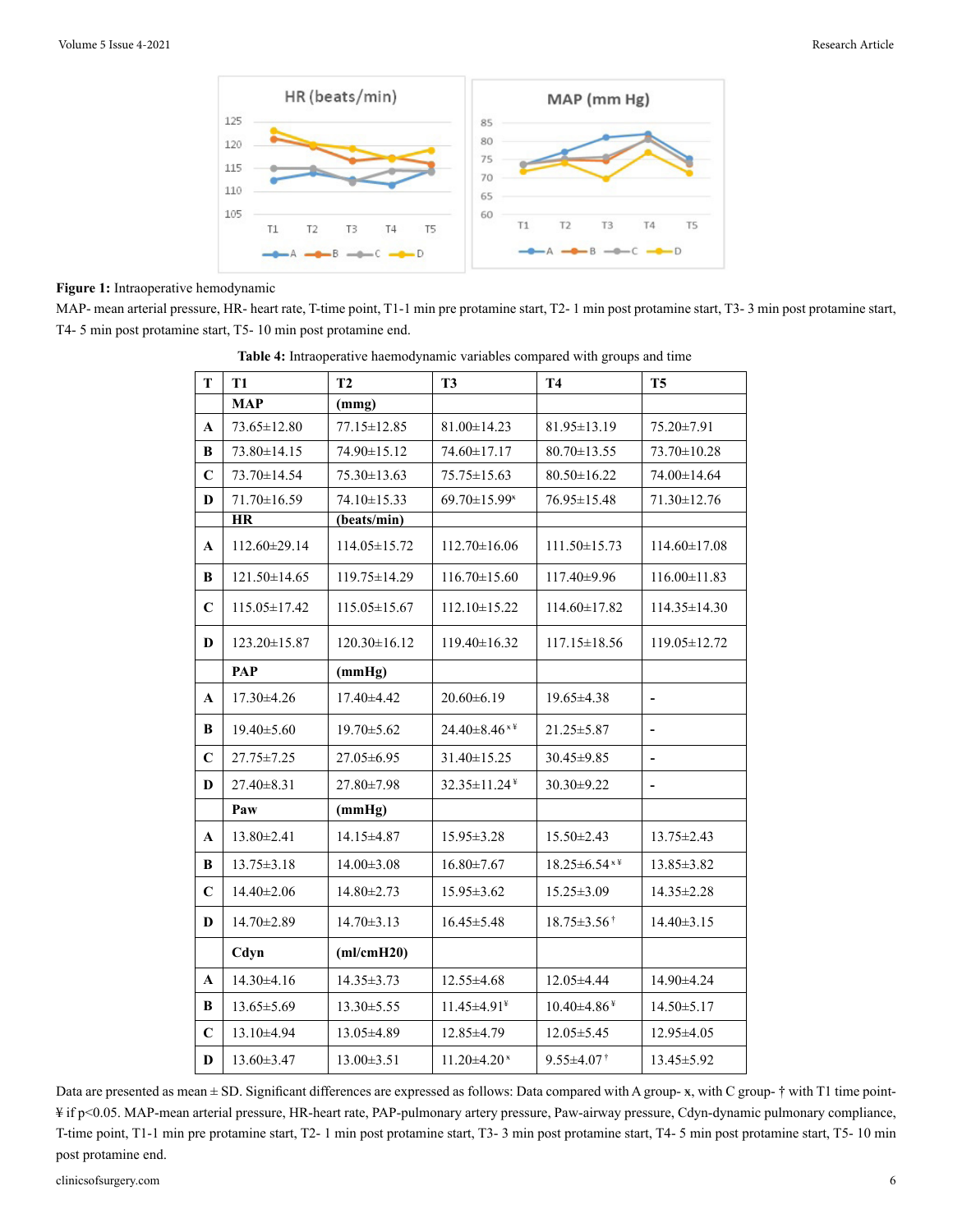**Figure 1:** Intraoperative hemodynamic

MAP- mean arterial pressure, HR- heart rate, T-time point, T1-1 min pre protamine start, T2- 1 min post protamine start, T3- 3 min post protamine start, T4- 5 min post protamine start, T5- 10 min post protamine end.

**Table 4:** Intraoperative haemodynamic variables compared with groups and time

| T | T1 | T2 | T3 | T4 | T5 |
|---|---|---|---|---|---|
| | **MAP** | **(mmg)** | | | |
| A | 73.65±12.80 | 77.15±12.85 | 81.00±14.23 | 81.95±13.19 | 75.20±7.91 |
| B | 73.80±14.15 | 74.90±15.12 | 74.60±17.17 | 80.70±13.55 | 73.70±10.28 |
| C | 73.70±14.54 | 75.30±13.63 | 75.75±15.63 | 80.50±16.22 | 74.00±14.64 |
| D | 71.70±16.59 | 74.10±15.33 | 69.70±15.99ˣ | 76.95±15.48 | 71.30±12.76 |
| | **HR** | **(beats/min)** | | | |
| A | 112.60±29.14 | 114.05±15.72 | 112.70±16.06 | 111.50±15.73 | 114.60±17.08 |
| B | 121.50±14.65 | 119.75±14.29 | 116.70±15.60 | 117.40±9.96 | 116.00±11.83 |
| C | 115.05±17.42 | 115.05±15.67 | 112.10±15.22 | 114.60±17.82 | 114.35±14.30 |
| D | 123.20±15.87 | 120.30±16.12 | 119.40±16.32 | 117.15±18.56 | 119.05±12.72 |
| | **PAP** | **(mmHg)** | | | |
| A | 17.30±4.26 | 17.40±4.42 | 20.60±6.19 | 19.65±4.38 | - |
| B | 19.40±5.60 | 19.70±5.62 | 24.40±8.46ˣ¥ | 21.25±5.87 | - |
| C | 27.75±7.25 | 27.05±6.95 | 31.40±15.25 | 30.45±9.85 | - |
| D | 27.40±8.31 | 27.80±7.98 | 32.35±11.24¥ | 30.30±9.22 | - |
| | **Paw** | **(mmHg)** | | | |
| A | 13.80±2.41 | 14.15±4.87 | 15.95±3.28 | 15.50±2.43 | 13.75±2.43 |
| B | 13.75±3.18 | 14.00±3.08 | 16.80±7.67 | 18.25±6.54ˣ¥ | 13.85±3.82 |
| C | 14.40±2.06 | 14.80±2.73 | 15.95±3.62 | 15.25±3.09 | 14.35±2.28 |
| D | 14.70±2.89 | 14.70±3.13 | 16.45±5.48 | 18.75±3.56† | 14.40±3.15 |
| | **Cdyn** | **(ml/cmH20)** | | | |
| A | 14.30±4.16 | 14.35±3.73 | 12.55±4.68 | 12.05±4.44 | 14.90±4.24 |
| B | 13.65±5.69 | 13.30±5.55 | 11.45±4.91¥ | 10.40±4.86¥ | 14.50±5.17 |
| C | 13.10±4.94 | 13.05±4.89 | 12.85±4.79 | 12.05±5.45 | 12.95±4.05 |
| D | 13.60±3.47 | 13.00±3.51 | 11.20±4.20ˣ | 9.55±4.07† | 13.45±5.92 |

Data are presented as mean ± SD. Significant differences are expressed as follows: Data compared with A group- x, with C group- † with T1 time point- ¥ if $p<0.05$. MAP-mean arterial pressure, HR-heart rate, PAP-pulmonary artery pressure, Paw-airway pressure, Cdyn-dynamic pulmonary compliance, T-time point, T1-1 min pre protamine start, T2- 1 min post protamine start, T3- 3 min post protamine start, T4- 5 min post protamine start, T5- 10 min post protamine end.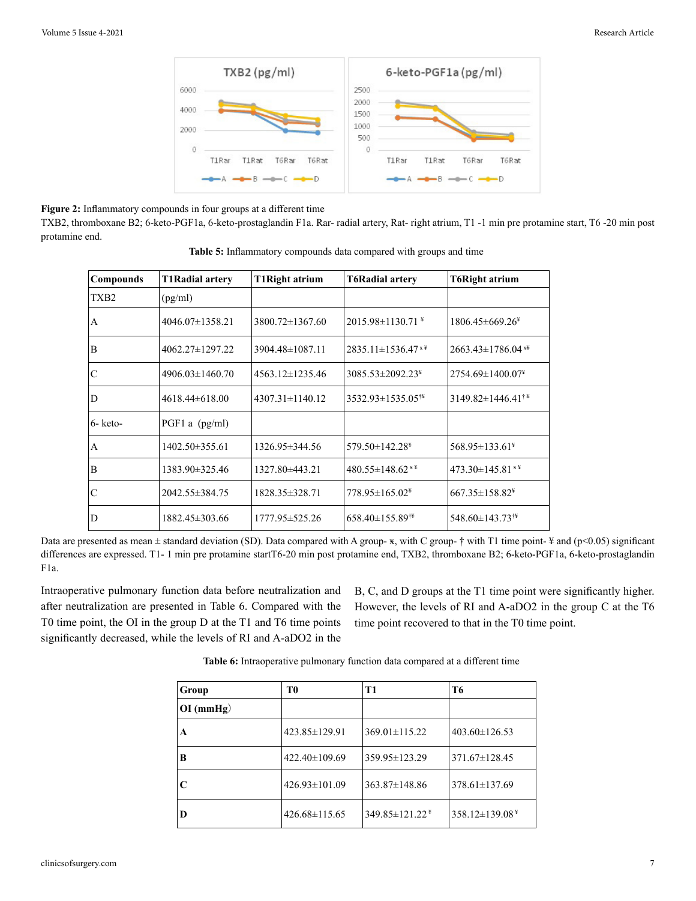**Figure 2:** Inflammatory compounds in four groups at a different time

TXB2, thromboxane B2; 6-keto-PGF1a, 6-keto-prostaglandin F1a. Rar- radial artery, Rat- right atrium, T1 -1 min pre protamine start, T6 -20 min post protamine end.

**Table 5:** Inflammatory compounds data compared with groups and time

| Compounds | T1Radial artery | T1Right atrium | T6Radial artery | T6Right atrium |
|---|---|---|---|---|
| TXB2 | (pg/ml) | | | |
| A | 4046.07±1358.21 | 3800.72±1367.60 | 2015.98±1130.71 ¥ | 1806.45±669.26¥ |
| B | 4062.27±1297.22 | 3904.48±1087.11 | 2835.11±1536.47 x¥ | 2663.43±1786.04 x¥ |
| C | 4906.03±1460.70 | 4563.12±1235.46 | 3085.53±2092.23¥ | 2754.69±1400.07¥ |
| D | 4618.44±618.00 | 4307.31±1140.12 | 3532.93±1535.05†¥ | 3149.82±1446.41†¥ |
| 6- keto- | PGF1 a (pg/ml) | | | |
| A | 1402.50±355.61 | 1326.95±344.56 | 579.50±142.28¥ | 568.95±133.61¥ |
| B | 1383.90±325.46 | 1327.80±443.21 | 480.55±148.62 x¥ | 473.30±145.81 x¥ |
| C | 2042.55±384.75 | 1828.35±328.71 | 778.95±165.02¥ | 667.35±158.82¥ |
| D | 1882.45±303.66 | 1777.95±525.26 | 658.40±155.89†¥ | 548.60±143.73†¥ |

Data are presented as mean ± standard deviation (SD). Data compared with A group- x, with C group- † with T1 time point- ¥ and ($p<0.05$) significant differences are expressed. T1- 1 min pre protamine startT6-20 min post protamine end, TXB2, thromboxane B2; 6-keto-PGF1a, 6-keto-prostaglandin F1a.

Intraoperative pulmonary function data before neutralization and after neutralization are presented in Table 6. Compared with the T0 time point, the OI in the group D at the T1 and T6 time points significantly decreased, while the levels of RI and A-aDO2 in the B, C, and D groups at the T1 time point were significantly higher. However, the levels of RI and A-aDO2 in the group C at the T6 time point recovered to that in the T0 time point.

**Table 6:** Intraoperative pulmonary function data compared at a different time

| Group | T0 | T1 | T6 |
|---|---|---|---|
| **OI (mmHg)** | | | |
| **A** | 423.85±129.91 | 369.01±115.22 | 403.60±126.53 |
| **B** | 422.40±109.69 | 359.95±123.29 | 371.67±128.45 |
| **C** | 426.93±101.09 | 363.87±148.86 | 378.61±137.69 |
| **D** | 426.68±115.65 | 349.85±121.22 ¥ | 358.12±139.08 ¥ |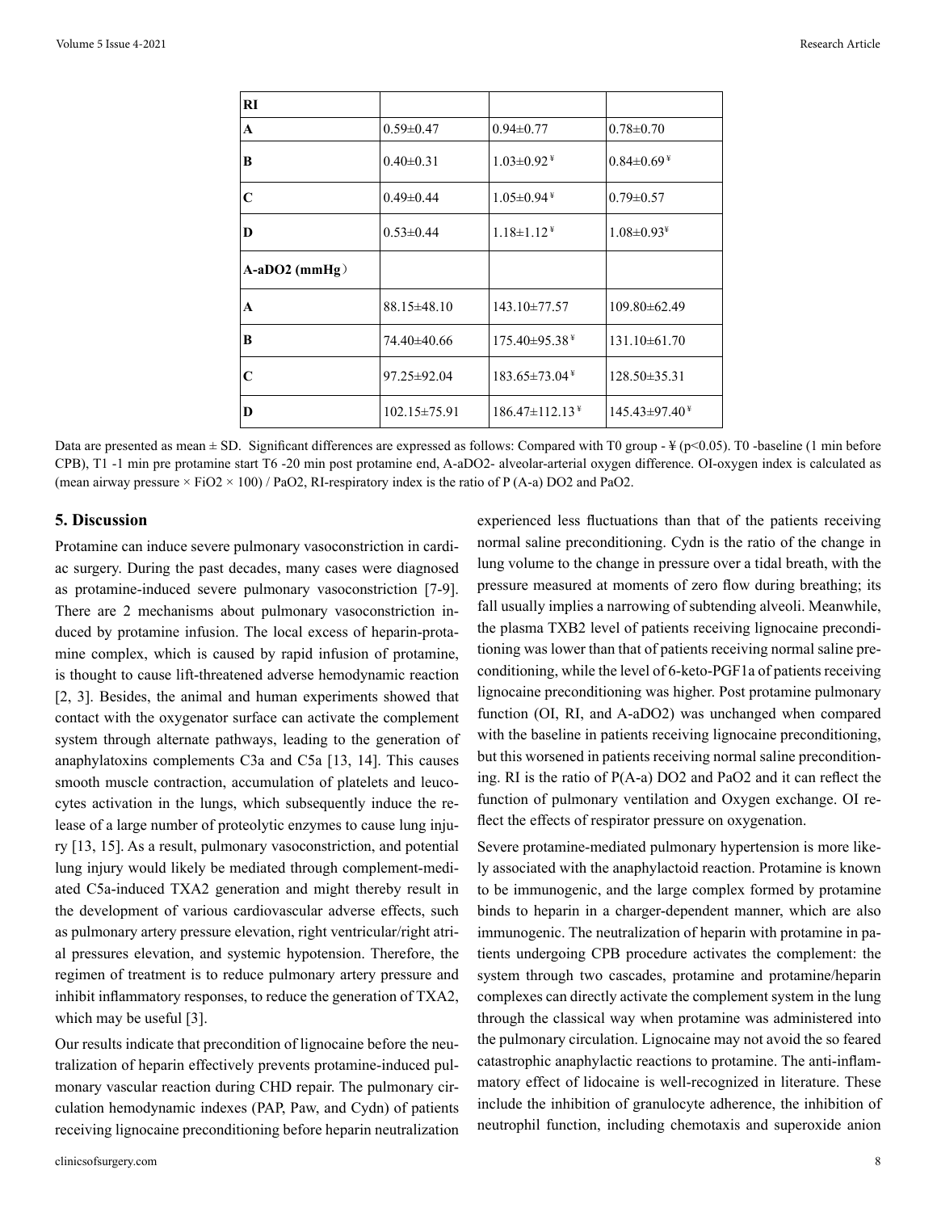| RI | | | |
|---|---|---|---|
| A | 0.59±0.47 | 0.94±0.77 | 0.78±0.70 |
| B | 0.40±0.31 | 1.03±0.92 ¥ | 0.84±0.69 ¥ |
| C | 0.49±0.44 | 1.05±0.94 ¥ | 0.79±0.57 |
| D | 0.53±0.44 | 1.18±1.12 ¥ | 1.08±0.93 ¥ |
| **A-aDO2 (mmHg）** | | | |
| A | 88.15±48.10 | 143.10±77.57 | 109.80±62.49 |
| B | 74.40±40.66 | 175.40±95.38 ¥ | 131.10±61.70 |
| C | 97.25±92.04 | 183.65±73.04 ¥ | 128.50±35.31 |
| D | 102.15±75.91 | 186.47±112.13 ¥ | 145.43±97.40 ¥ |

Data are presented as mean ± SD. Significant differences are expressed as follows: Compared with T0 group - ¥ ($p<0.05$). T0 -baseline (1 min before CPB), T1 -1 min pre protamine start T6 -20 min post protamine end, A-aDO2- alveolar-arterial oxygen difference. OI-oxygen index is calculated as (mean airway pressure × FiO2 × 100) / PaO2, RI-respiratory index is the ratio of P (A-a) DO2 and PaO2.

## 5. Discussion

Protamine can induce severe pulmonary vasoconstriction in cardiac surgery. During the past decades, many cases were diagnosed as protamine-induced severe pulmonary vasoconstriction [7-9]. There are 2 mechanisms about pulmonary vasoconstriction induced by protamine infusion. The local excess of heparin-protamine complex, which is caused by rapid infusion of protamine, is thought to cause lift-threatened adverse hemodynamic reaction [2, 3]. Besides, the animal and human experiments showed that contact with the oxygenator surface can activate the complement system through alternate pathways, leading to the generation of anaphylatoxins complements C3a and C5a [13, 14]. This causes smooth muscle contraction, accumulation of platelets and leucocytes activation in the lungs, which subsequently induce the release of a large number of proteolytic enzymes to cause lung injury [13, 15]. As a result, pulmonary vasoconstriction, and potential lung injury would likely be mediated through complement-mediated C5a-induced TXA2 generation and might thereby result in the development of various cardiovascular adverse effects, such as pulmonary artery pressure elevation, right ventricular/right atrial pressures elevation, and systemic hypotension. Therefore, the regimen of treatment is to reduce pulmonary artery pressure and inhibit inflammatory responses, to reduce the generation of TXA2, which may be useful [3].

Our results indicate that precondition of lignocaine before the neutralization of heparin effectively prevents protamine-induced pulmonary vascular reaction during CHD repair. The pulmonary circulation hemodynamic indexes (PAP, Paw, and Cydn) of patients receiving lignocaine preconditioning before heparin neutralization experienced less fluctuations than that of the patients receiving normal saline preconditioning. Cydn is the ratio of the change in lung volume to the change in pressure over a tidal breath, with the pressure measured at moments of zero flow during breathing; its fall usually implies a narrowing of subtending alveoli. Meanwhile, the plasma TXB2 level of patients receiving lignocaine preconditioning was lower than that of patients receiving normal saline preconditioning, while the level of 6-keto-PGF1a of patients receiving lignocaine preconditioning was higher. Post protamine pulmonary function (OI, RI, and A-aDO2) was unchanged when compared with the baseline in patients receiving lignocaine preconditioning, but this worsened in patients receiving normal saline preconditioning. RI is the ratio of P(A-a) DO2 and PaO2 and it can reflect the function of pulmonary ventilation and Oxygen exchange. OI reflect the effects of respirator pressure on oxygenation.

Severe protamine-mediated pulmonary hypertension is more likely associated with the anaphylactoid reaction. Protamine is known to be immunogenic, and the large complex formed by protamine binds to heparin in a charger-dependent manner, which are also immunogenic. The neutralization of heparin with protamine in patients undergoing CPB procedure activates the complement: the system through two cascades, protamine and protamine/heparin complexes can directly activate the complement system in the lung through the classical way when protamine was administered into the pulmonary circulation. Lignocaine may not avoid the so feared catastrophic anaphylactic reactions to protamine. The anti-inflammatory effect of lidocaine is well-recognized in literature. These include the inhibition of granulocyte adherence, the inhibition of neutrophil function, including chemotaxis and superoxide anion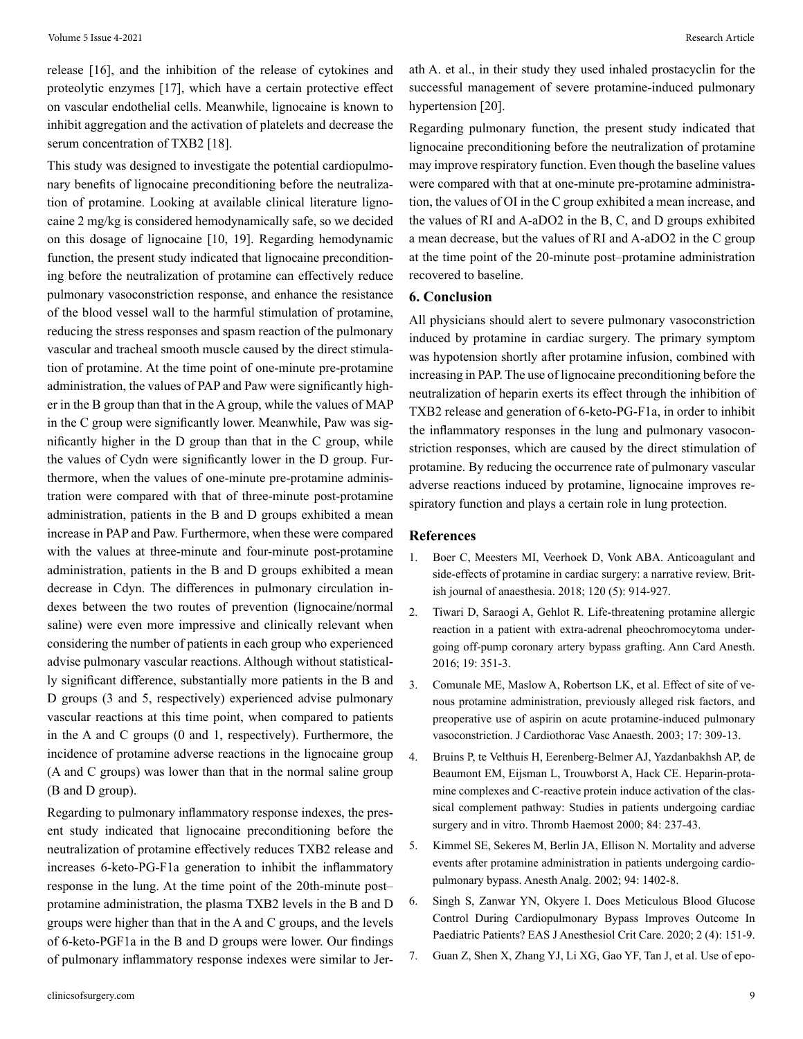release [16], and the inhibition of the release of cytokines and proteolytic enzymes [17], which have a certain protective effect on vascular endothelial cells. Meanwhile, lignocaine is known to inhibit aggregation and the activation of platelets and decrease the serum concentration of TXB2 [18].

This study was designed to investigate the potential cardiopulmonary benefits of lignocaine preconditioning before the neutralization of protamine. Looking at available clinical literature lignocaine 2 mg/kg is considered hemodynamically safe, so we decided on this dosage of lignocaine [10, 19]. Regarding hemodynamic function, the present study indicated that lignocaine preconditioning before the neutralization of protamine can effectively reduce pulmonary vasoconstriction response, and enhance the resistance of the blood vessel wall to the harmful stimulation of protamine, reducing the stress responses and spasm reaction of the pulmonary vascular and tracheal smooth muscle caused by the direct stimulation of protamine. At the time point of one-minute pre-protamine administration, the values of PAP and Paw were significantly higher in the B group than that in the A group, while the values of MAP in the C group were significantly lower. Meanwhile, Paw was significantly higher in the D group than that in the C group, while the values of Cydn were significantly lower in the D group. Furthermore, when the values of one-minute pre-protamine administration were compared with that of three-minute post-protamine administration, patients in the B and D groups exhibited a mean increase in PAP and Paw. Furthermore, when these were compared with the values at three-minute and four-minute post-protamine administration, patients in the B and D groups exhibited a mean decrease in Cdyn. The differences in pulmonary circulation indexes between the two routes of prevention (lignocaine/normal saline) were even more impressive and clinically relevant when considering the number of patients in each group who experienced advise pulmonary vascular reactions. Although without statistically significant difference, substantially more patients in the B and D groups (3 and 5, respectively) experienced advise pulmonary vascular reactions at this time point, when compared to patients in the A and C groups (0 and 1, respectively). Furthermore, the incidence of protamine adverse reactions in the lignocaine group (A and C groups) was lower than that in the normal saline group (B and D group).

Regarding to pulmonary inflammatory response indexes, the present study indicated that lignocaine preconditioning before the neutralization of protamine effectively reduces TXB2 release and increases 6-keto-PG-F1a generation to inhibit the inflammatory response in the lung. At the time point of the 20th-minute post–protamine administration, the plasma TXB2 levels in the B and D groups were higher than that in the A and C groups, and the levels of 6-keto-PGF1a in the B and D groups were lower. Our findings of pulmonary inflammatory response indexes were similar to Jerath A. et al., in their study they used inhaled prostacyclin for the successful management of severe protamine-induced pulmonary hypertension [20].

Regarding pulmonary function, the present study indicated that lignocaine preconditioning before the neutralization of protamine may improve respiratory function. Even though the baseline values were compared with that at one-minute pre-protamine administration, the values of OI in the C group exhibited a mean increase, and the values of RI and A-aDO2 in the B, C, and D groups exhibited a mean decrease, but the values of RI and A-aDO2 in the C group at the time point of the 20-minute post–protamine administration recovered to baseline.

## 6. Conclusion

All physicians should alert to severe pulmonary vasoconstriction induced by protamine in cardiac surgery. The primary symptom was hypotension shortly after protamine infusion, combined with increasing in PAP. The use of lignocaine preconditioning before the neutralization of heparin exerts its effect through the inhibition of TXB2 release and generation of 6-keto-PG-F1a, in order to inhibit the inflammatory responses in the lung and pulmonary vasoconstriction responses, which are caused by the direct stimulation of protamine. By reducing the occurrence rate of pulmonary vascular adverse reactions induced by protamine, lignocaine improves respiratory function and plays a certain role in lung protection.

## References

1. Boer C, Meesters MI, Veerhoek D, Vonk ABA. Anticoagulant and side-effects of protamine in cardiac surgery: a narrative review. British journal of anaesthesia. 2018; 120 (5): 914-927.
2. Tiwari D, Saraogi A, Gehlot R. Life-threatening protamine allergic reaction in a patient with extra-adrenal pheochromocytoma undergoing off-pump coronary artery bypass grafting. Ann Card Anesth. 2016; 19: 351-3.
3. Comunale ME, Maslow A, Robertson LK, et al. Effect of site of venous protamine administration, previously alleged risk factors, and preoperative use of aspirin on acute protamine-induced pulmonary vasoconstriction. J Cardiothorac Vasc Anaesth. 2003; 17: 309-13.
4. Bruins P, te Velthuis H, Eerenberg-Belmer AJ, Yazdanbakhsh AP, de Beaumont EM, Eijsman L, Trouwborst A, Hack CE. Heparin-protamine complexes and C-reactive protein induce activation of the classical complement pathway: Studies in patients undergoing cardiac surgery and in vitro. Thromb Haemost 2000; 84: 237-43.
5. Kimmel SE, Sekeres M, Berlin JA, Ellison N. Mortality and adverse events after protamine administration in patients undergoing cardiopulmonary bypass. Anesth Analg. 2002; 94: 1402-8.
6. Singh S, Zanwar YN, Okyere I. Does Meticulous Blood Glucose Control During Cardiopulmonary Bypass Improves Outcome In Paediatric Patients? EAS J Anesthesiol Crit Care. 2020; 2 (4): 151-9.
7. Guan Z, Shen X, Zhang YJ, Li XG, Gao YF, Tan J, et al. Use of epo-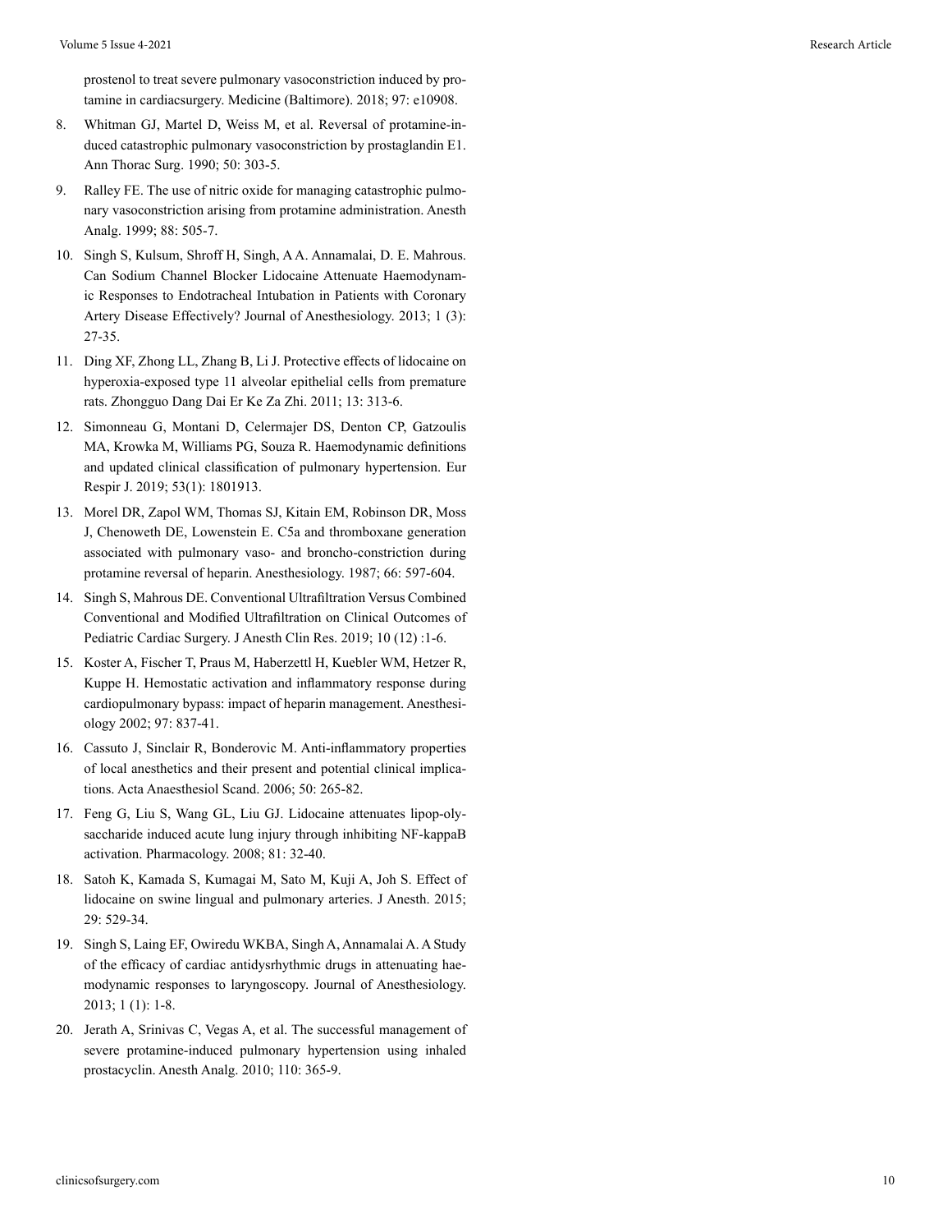prostenol to treat severe pulmonary vasoconstriction induced by protamine in cardiacsurgery. Medicine (Baltimore). 2018; 97: e10908.

8. Whitman GJ, Martel D, Weiss M, et al. Reversal of protamine-induced catastrophic pulmonary vasoconstriction by prostaglandin E1. Ann Thorac Surg. 1990; 50: 303-5.

9. Ralley FE. The use of nitric oxide for managing catastrophic pulmonary vasoconstriction arising from protamine administration. Anesth Analg. 1999; 88: 505-7.

10. Singh S, Kulsum, Shroff H, Singh, A A. Annamalai, D. E. Mahrous. Can Sodium Channel Blocker Lidocaine Attenuate Haemodynamic Responses to Endotracheal Intubation in Patients with Coronary Artery Disease Effectively? Journal of Anesthesiology. 2013; 1 (3): 27-35.

11. Ding XF, Zhong LL, Zhang B, Li J. Protective effects of lidocaine on hyperoxia-exposed type 11 alveolar epithelial cells from premature rats. Zhongguo Dang Dai Er Ke Za Zhi. 2011; 13: 313-6.

12. Simonneau G, Montani D, Celermajer DS, Denton CP, Gatzoulis MA, Krowka M, Williams PG, Souza R. Haemodynamic definitions and updated clinical classification of pulmonary hypertension. Eur Respir J. 2019; 53(1): 1801913.

13. Morel DR, Zapol WM, Thomas SJ, Kitain EM, Robinson DR, Moss J, Chenoweth DE, Lowenstein E. C5a and thromboxane generation associated with pulmonary vaso- and broncho-constriction during protamine reversal of heparin. Anesthesiology. 1987; 66: 597-604.

14. Singh S, Mahrous DE. Conventional Ultrafiltration Versus Combined Conventional and Modified Ultrafiltration on Clinical Outcomes of Pediatric Cardiac Surgery. J Anesth Clin Res. 2019; 10 (12) :1-6.

15. Koster A, Fischer T, Praus M, Haberzettl H, Kuebler WM, Hetzer R, Kuppe H. Hemostatic activation and inflammatory response during cardiopulmonary bypass: impact of heparin management. Anesthesiology 2002; 97: 837-41.

16. Cassuto J, Sinclair R, Bonderovic M. Anti-inflammatory properties of local anesthetics and their present and potential clinical implications. Acta Anaesthesiol Scand. 2006; 50: 265-82.

17. Feng G, Liu S, Wang GL, Liu GJ. Lidocaine attenuates lipop-olysaccharide induced acute lung injury through inhibiting NF-kappaB activation. Pharmacology. 2008; 81: 32-40.

18. Satoh K, Kamada S, Kumagai M, Sato M, Kuji A, Joh S. Effect of lidocaine on swine lingual and pulmonary arteries. J Anesth. 2015; 29: 529-34.

19. Singh S, Laing EF, Owiredu WKBA, Singh A, Annamalai A. A Study of the efficacy of cardiac antidysrhythmic drugs in attenuating haemodynamic responses to laryngoscopy. Journal of Anesthesiology. 2013; 1 (1): 1-8.

20. Jerath A, Srinivas C, Vegas A, et al. The successful management of severe protamine-induced pulmonary hypertension using inhaled prostacyclin. Anesth Analg. 2010; 110: 365-9.